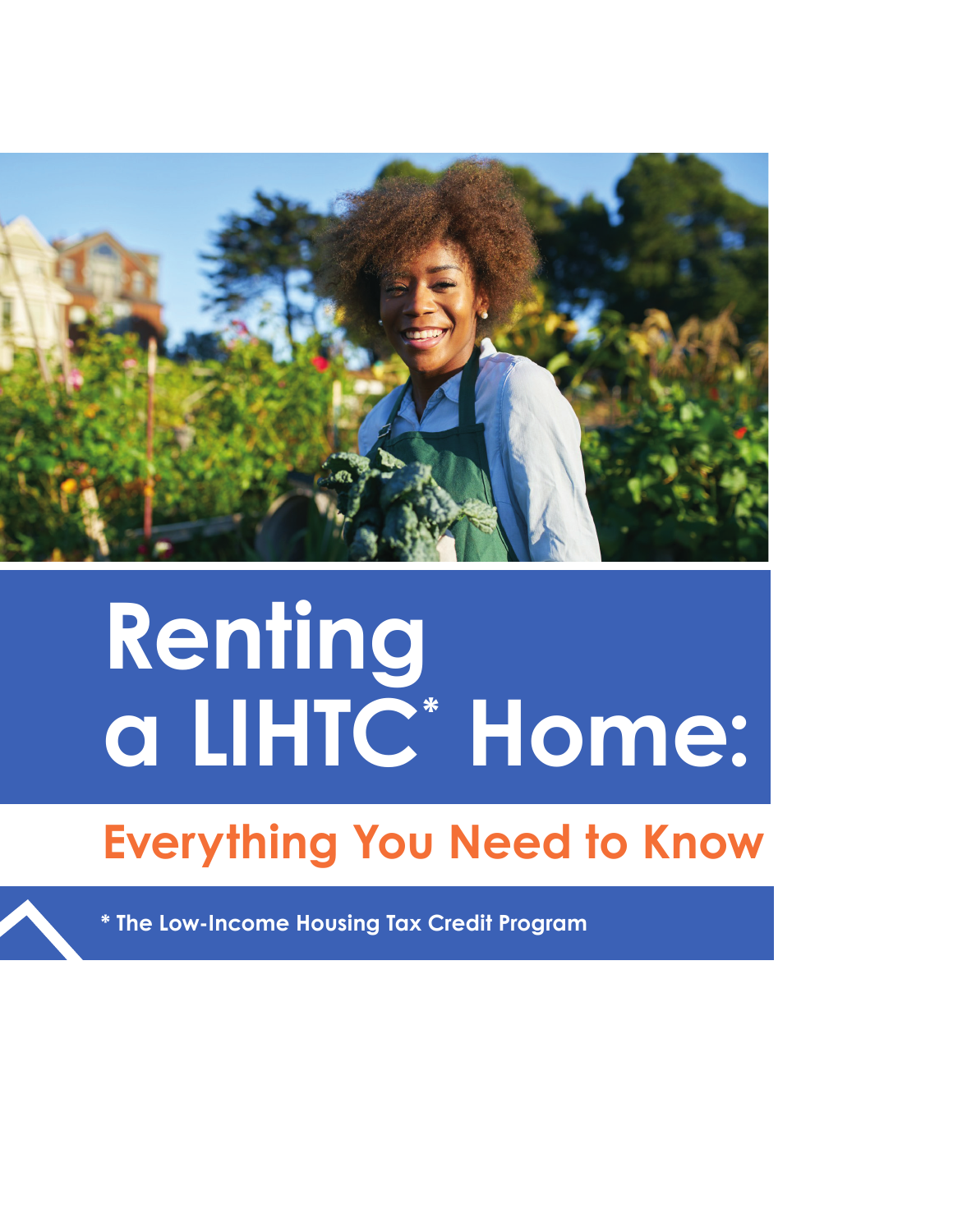# Renting a LIHTC* Home:

## Everything You Need to Know

* The Low-Income Housing Tax Credit Program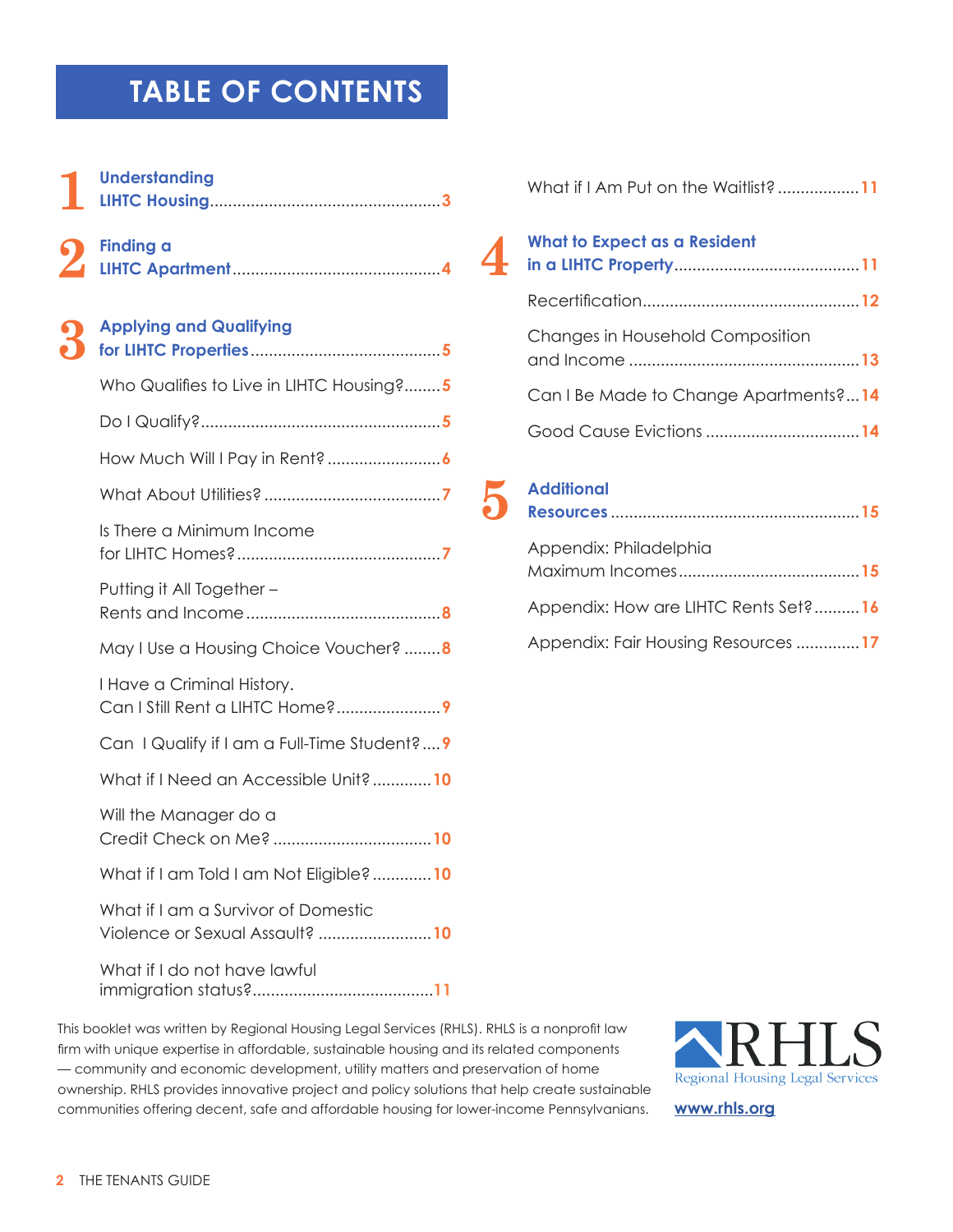# TABLE OF CONTENTS

**1 Understanding LIHTC Housing** .......... 3

**2 Finding a LIHTC Apartment** .......... 4

**3 Applying and Qualifying for LIHTC Properties** .......... 5

- Who Qualifies to Live in LIHTC Housing? .......... 5
- Do I Qualify? .......... 5
- How Much Will I Pay in Rent? .......... 6
- What About Utilities? .......... 7
- Is There a Minimum Income for LIHTC Homes? .......... 7
- Putting it All Together – Rents and Income .......... 8
- May I Use a Housing Choice Voucher? .......... 8
- I Have a Criminal History. Can I Still Rent a LIHTC Home? .......... 9
- Can I Qualify if I am a Full-Time Student? .......... 9
- What if I Need an Accessible Unit? .......... 10
- Will the Manager do a Credit Check on Me? .......... 10
- What if I am Told I am Not Eligible? .......... 10
- What if I am a Survivor of Domestic Violence or Sexual Assault? .......... 10
- What if I do not have lawful immigration status? .......... 11
- What if I Am Put on the Waitlist? .......... 11

**4 What to Expect as a Resident in a LIHTC Property** .......... 11

- Recertification .......... 12
- Changes in Household Composition and Income .......... 13
- Can I Be Made to Change Apartments? .......... 14
- Good Cause Evictions .......... 14

**5 Additional Resources** .......... 15

- Appendix: Philadelphia Maximum Incomes .......... 15
- Appendix: How are LIHTC Rents Set? .......... 16
- Appendix: Fair Housing Resources .......... 17

This booklet was written by Regional Housing Legal Services (RHLS). RHLS is a nonprofit law firm with unique expertise in affordable, sustainable housing and its related components — community and economic development, utility matters and preservation of home ownership. RHLS provides innovative project and policy solutions that help create sustainable communities offering decent, safe and affordable housing for lower-income Pennsylvanians.

RHLS
Regional Housing Legal Services

www.rhls.org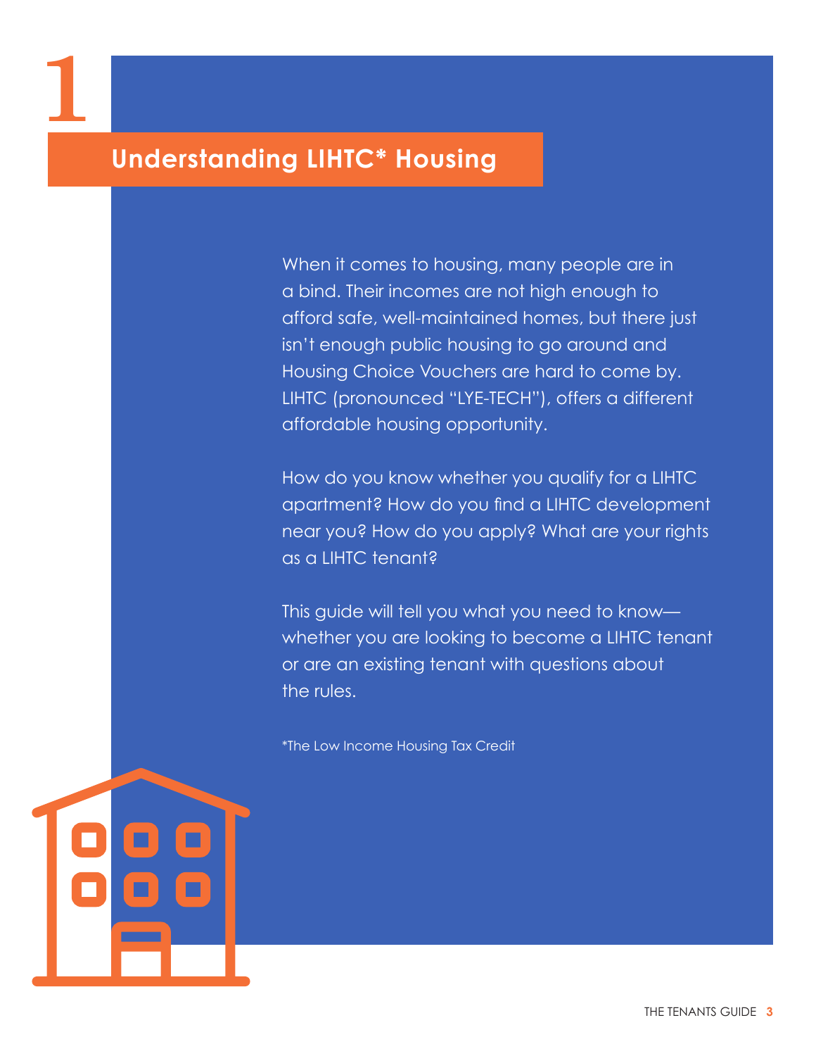# 1 Understanding LIHTC* Housing

When it comes to housing, many people are in a bind. Their incomes are not high enough to afford safe, well-maintained homes, but there just isn't enough public housing to go around and Housing Choice Vouchers are hard to come by. LIHTC (pronounced "LYE-TECH"), offers a different affordable housing opportunity.

How do you know whether you qualify for a LIHTC apartment? How do you find a LIHTC development near you? How do you apply? What are your rights as a LIHTC tenant?

This guide will tell you what you need to know—whether you are looking to become a LIHTC tenant or are an existing tenant with questions about the rules.

*The Low Income Housing Tax Credit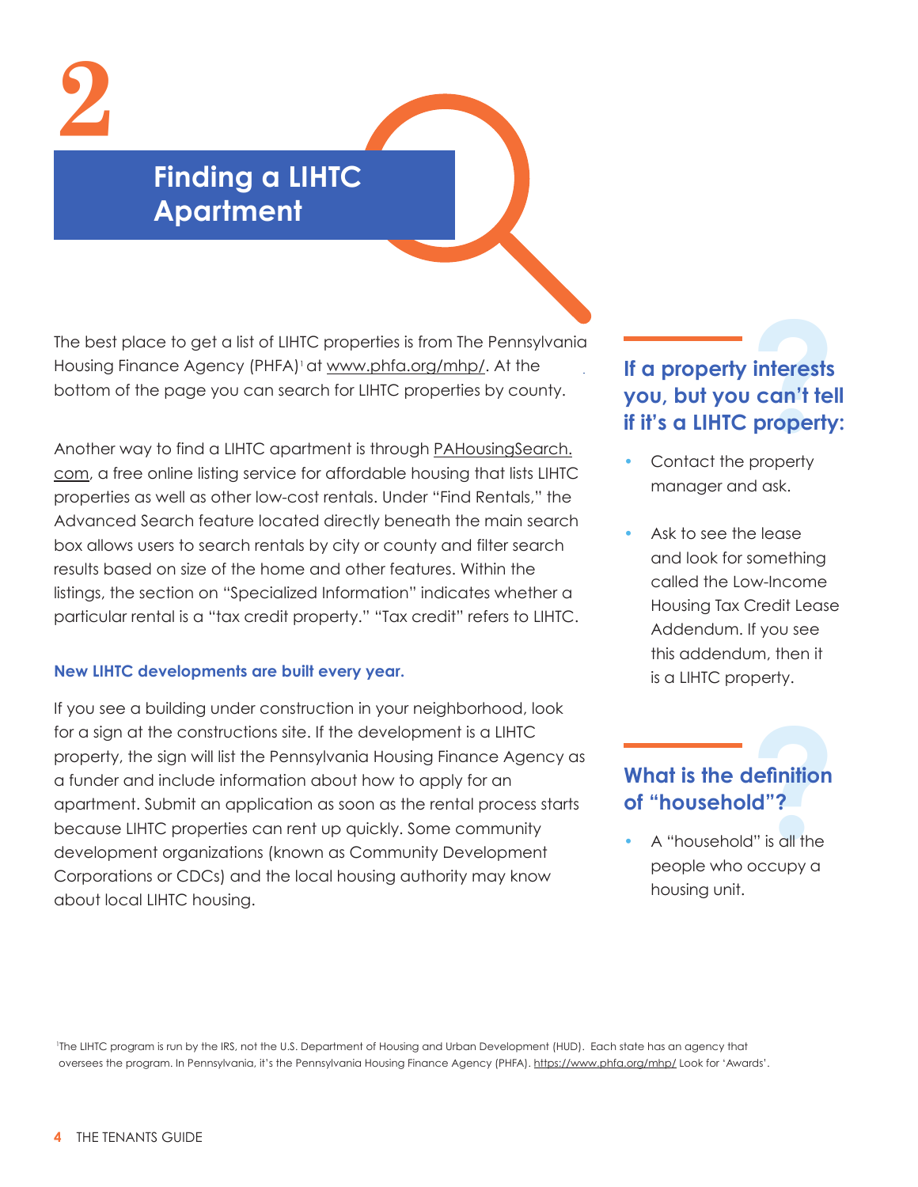# 2

## Finding a LIHTC Apartment

The best place to get a list of LIHTC properties is from The Pennsylvania Housing Finance Agency (PHFA)[1] at www.phfa.org/mhp/. At the bottom of the page you can search for LIHTC properties by county.

Another way to find a LIHTC apartment is through PAHousingSearch.com, a free online listing service for affordable housing that lists LIHTC properties as well as other low-cost rentals. Under "Find Rentals," the Advanced Search feature located directly beneath the main search box allows users to search rentals by city or county and filter search results based on size of the home and other features. Within the listings, the section on "Specialized Information" indicates whether a particular rental is a "tax credit property." "Tax credit" refers to LIHTC.

**New LIHTC developments are built every year.**

If you see a building under construction in your neighborhood, look for a sign at the constructions site. If the development is a LIHTC property, the sign will list the Pennsylvania Housing Finance Agency as a funder and include information about how to apply for an apartment. Submit an application as soon as the rental process starts because LIHTC properties can rent up quickly. Some community development organizations (known as Community Development Corporations or CDCs) and the local housing authority may know about local LIHTC housing.

### If a property interests you, but you can't tell if it's a LIHTC property:

- Contact the property manager and ask.
- Ask to see the lease and look for something called the Low-Income Housing Tax Credit Lease Addendum. If you see this addendum, then it is a LIHTC property.

### What is the definition of "household"?

- A "household" is all the people who occupy a housing unit.

[1]The LIHTC program is run by the IRS, not the U.S. Department of Housing and Urban Development (HUD). Each state has an agency that oversees the program. In Pennsylvania, it's the Pennsylvania Housing Finance Agency (PHFA). https://www.phfa.org/mhp/ Look for 'Awards'.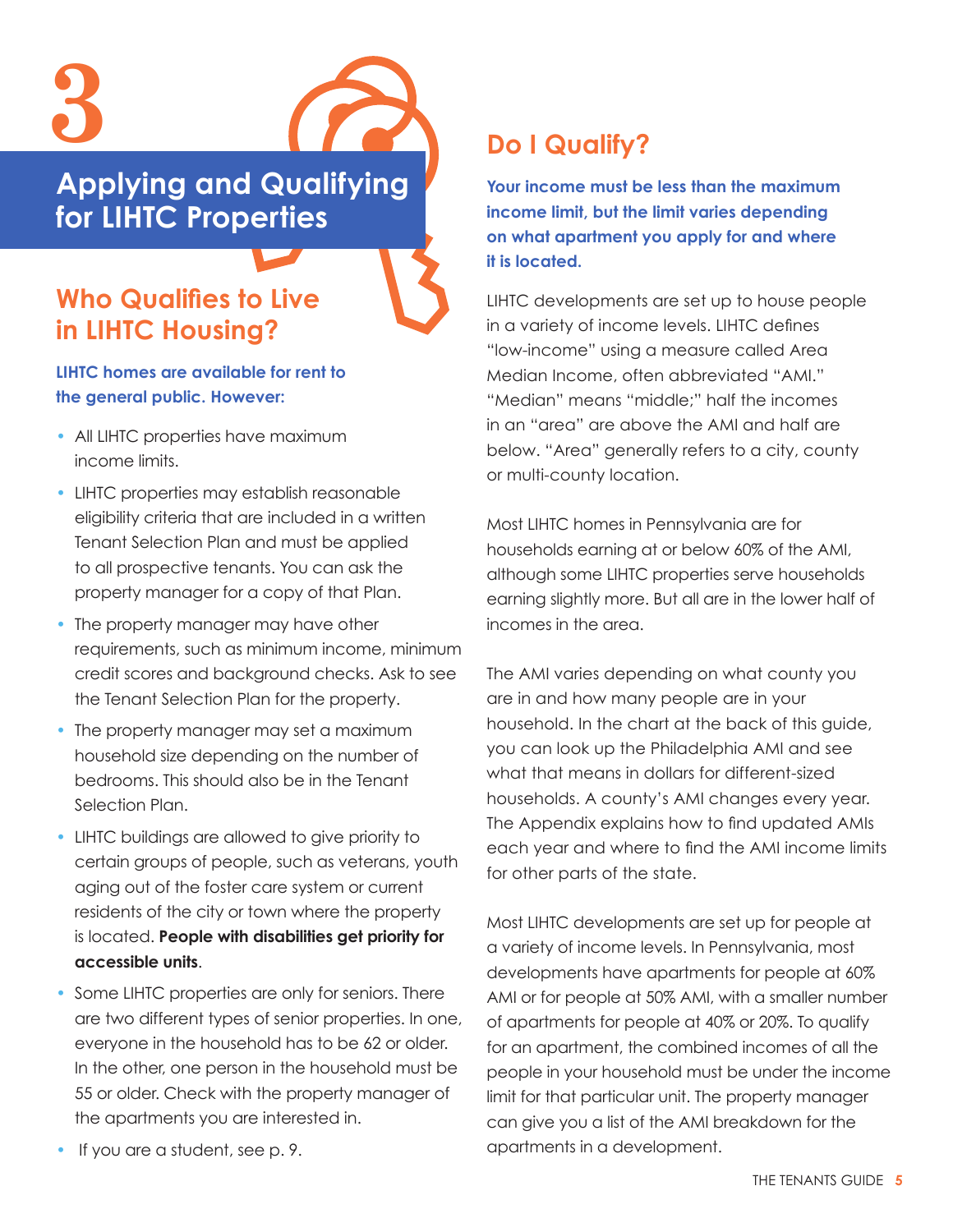# 3

# Applying and Qualifying for LIHTC Properties

## Who Qualifies to Live in LIHTC Housing?

**LIHTC homes are available for rent to the general public. However:**

- All LIHTC properties have maximum income limits.
- LIHTC properties may establish reasonable eligibility criteria that are included in a written Tenant Selection Plan and must be applied to all prospective tenants. You can ask the property manager for a copy of that Plan.
- The property manager may have other requirements, such as minimum income, minimum credit scores and background checks. Ask to see the Tenant Selection Plan for the property.
- The property manager may set a maximum household size depending on the number of bedrooms. This should also be in the Tenant Selection Plan.
- LIHTC buildings are allowed to give priority to certain groups of people, such as veterans, youth aging out of the foster care system or current residents of the city or town where the property is located. **People with disabilities get priority for accessible units**.
- Some LIHTC properties are only for seniors. There are two different types of senior properties. In one, everyone in the household has to be 62 or older. In the other, one person in the household must be 55 or older. Check with the property manager of the apartments you are interested in.
- If you are a student, see p. 9.

## Do I Qualify?

**Your income must be less than the maximum income limit, but the limit varies depending on what apartment you apply for and where it is located.**

LIHTC developments are set up to house people in a variety of income levels. LIHTC defines "low-income" using a measure called Area Median Income, often abbreviated "AMI." "Median" means "middle;" half the incomes in an "area" are above the AMI and half are below. "Area" generally refers to a city, county or multi-county location.

Most LIHTC homes in Pennsylvania are for households earning at or below 60% of the AMI, although some LIHTC properties serve households earning slightly more. But all are in the lower half of incomes in the area.

The AMI varies depending on what county you are in and how many people are in your household. In the chart at the back of this guide, you can look up the Philadelphia AMI and see what that means in dollars for different-sized households. A county's AMI changes every year. The Appendix explains how to find updated AMIs each year and where to find the AMI income limits for other parts of the state.

Most LIHTC developments are set up for people at a variety of income levels. In Pennsylvania, most developments have apartments for people at 60% AMI or for people at 50% AMI, with a smaller number of apartments for people at 40% or 20%. To qualify for an apartment, the combined incomes of all the people in your household must be under the income limit for that particular unit. The property manager can give you a list of the AMI breakdown for the apartments in a development.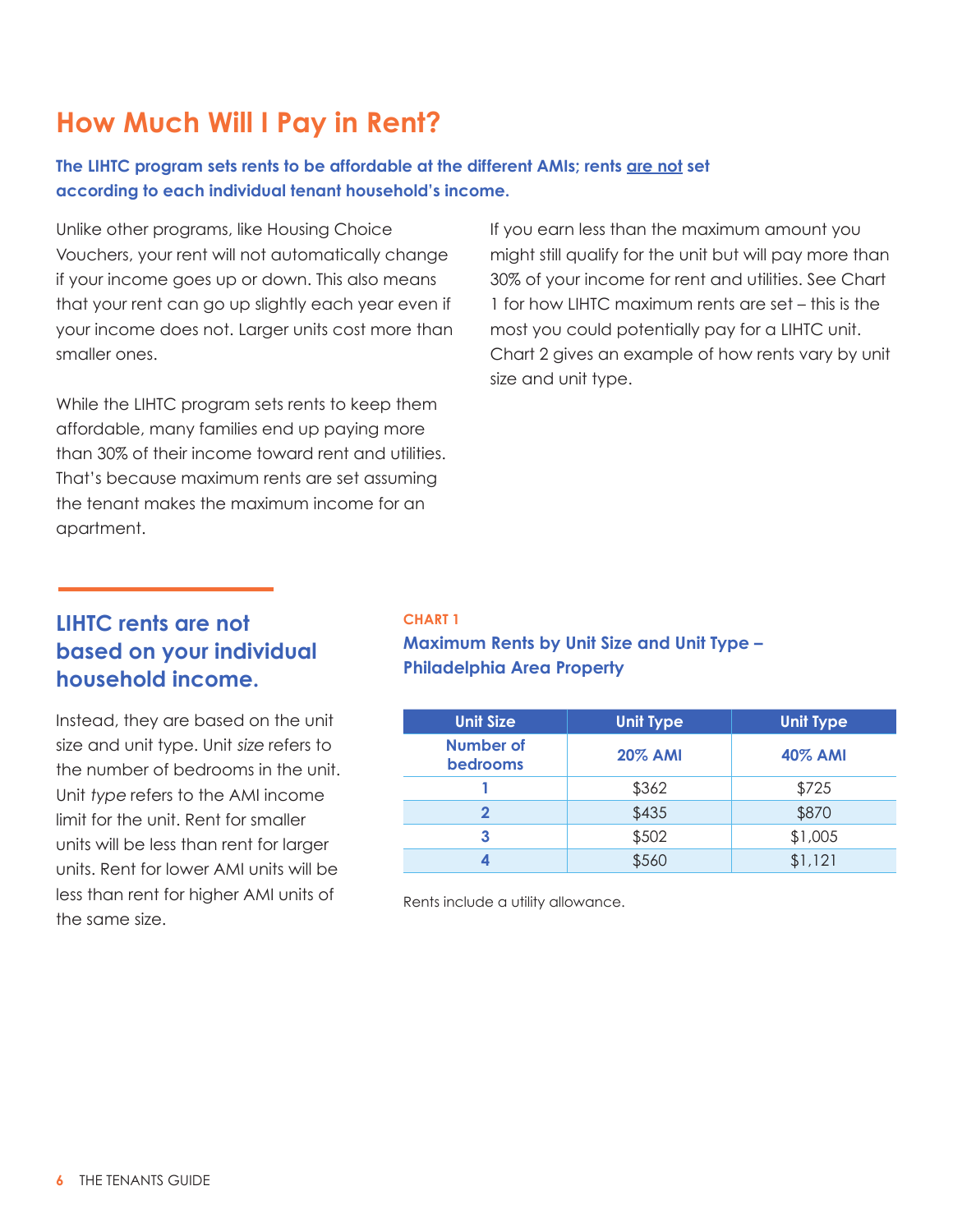# How Much Will I Pay in Rent?

**The LIHTC program sets rents to be affordable at the different AMIs; rents are not set according to each individual tenant household's income.**

Unlike other programs, like Housing Choice Vouchers, your rent will not automatically change if your income goes up or down. This also means that your rent can go up slightly each year even if your income does not. Larger units cost more than smaller ones.

While the LIHTC program sets rents to keep them affordable, many families end up paying more than 30% of their income toward rent and utilities. That's because maximum rents are set assuming the tenant makes the maximum income for an apartment.

If you earn less than the maximum amount you might still qualify for the unit but will pay more than 30% of your income for rent and utilities. See Chart 1 for how LIHTC maximum rents are set – this is the most you could potentially pay for a LIHTC unit. Chart 2 gives an example of how rents vary by unit size and unit type.

## LIHTC rents are not based on your individual household income.

Instead, they are based on the unit size and unit type. Unit *size* refers to the number of bedrooms in the unit. Unit *type* refers to the AMI income limit for the unit. Rent for smaller units will be less than rent for larger units. Rent for lower AMI units will be less than rent for higher AMI units of the same size.

**CHART 1**

**Maximum Rents by Unit Size and Unit Type – Philadelphia Area Property**

| Unit Size | Unit Type | Unit Type |
|---|---|---|
| **Number of bedrooms** | **20% AMI** | **40% AMI** |
| **1** | $362 | $725 |
| **2** | $435 | $870 |
| **3** | $502 | $1,005 |
| **4** | $560 | $1,121 |

Rents include a utility allowance.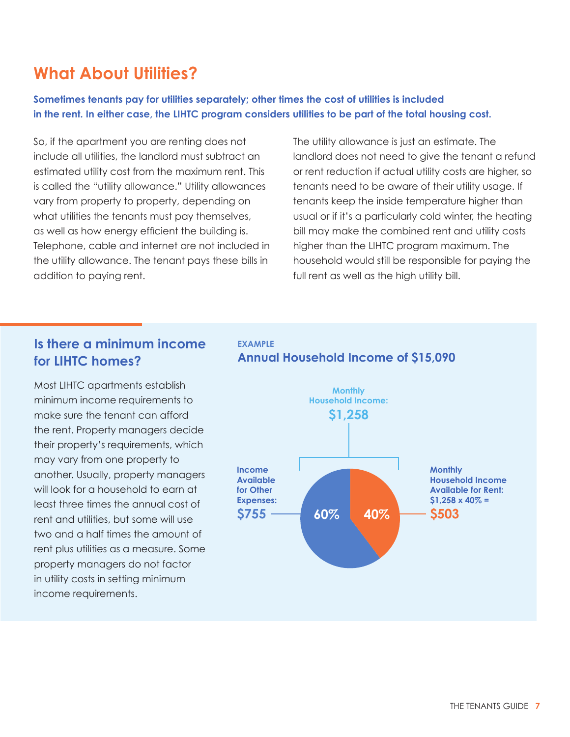## What About Utilities?

**Sometimes tenants pay for utilities separately; other times the cost of utilities is included in the rent. In either case, the LIHTC program considers utilities to be part of the total housing cost.**

So, if the apartment you are renting does not include all utilities, the landlord must subtract an estimated utility cost from the maximum rent. This is called the "utility allowance." Utility allowances vary from property to property, depending on what utilities the tenants must pay themselves, as well as how energy efficient the building is. Telephone, cable and internet are not included in the utility allowance. The tenant pays these bills in addition to paying rent.

The utility allowance is just an estimate. The landlord does not need to give the tenant a refund or rent reduction if actual utility costs are higher, so tenants need to be aware of their utility usage. If tenants keep the inside temperature higher than usual or if it's a particularly cold winter, the heating bill may make the combined rent and utility costs higher than the LIHTC program maximum. The household would still be responsible for paying the full rent as well as the high utility bill.

### Is there a minimum income for LIHTC homes?

Most LIHTC apartments establish minimum income requirements to make sure the tenant can afford the rent. Property managers decide their property's requirements, which may vary from one property to another. Usually, property managers will look for a household to earn at least three times the annual cost of rent and utilities, but some will use two and a half times the amount of rent plus utilities as a measure. Some property managers do not factor in utility costs in setting minimum income requirements.

**EXAMPLE**

**Annual Household Income of $15,090**

Monthly Household Income: **$1,258**

- Income Available for Other Expenses: **$755** (60%)
- Monthly Household Income Available for Rent: $1,258 x 40% = **$503** (40%)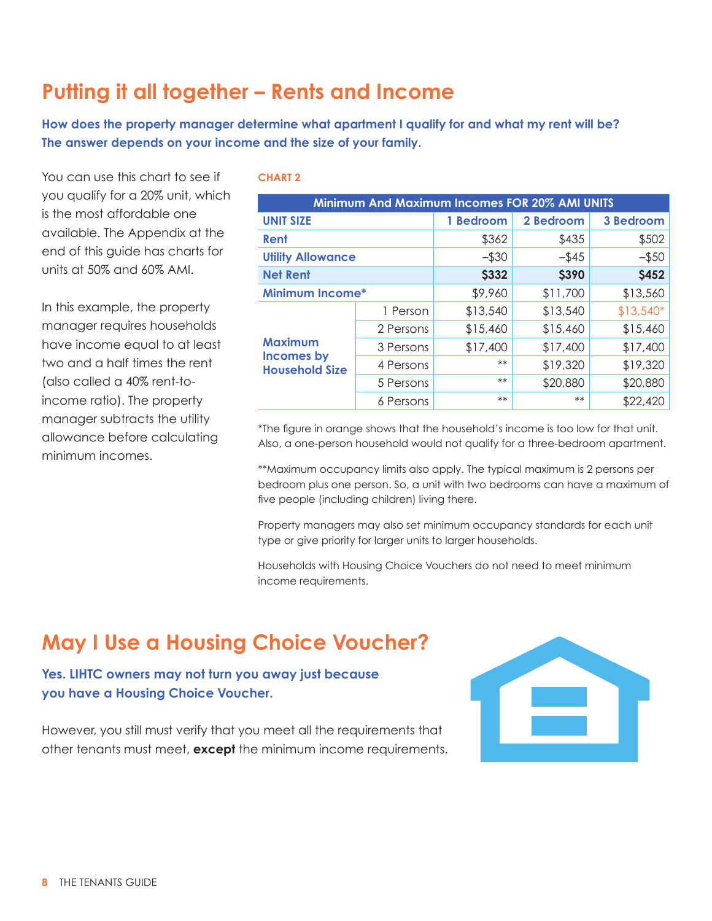## Putting it all together – Rents and Income

**How does the property manager determine what apartment I qualify for and what my rent will be? The answer depends on your income and the size of your family.**

You can use this chart to see if you qualify for a 20% unit, which is the most affordable one available. The Appendix at the end of this guide has charts for units at 50% and 60% AMI.

In this example, the property manager requires households have income equal to at least two and a half times the rent (also called a 40% rent-to-income ratio). The property manager subtracts the utility allowance before calculating minimum incomes.

**CHART 2**

| Minimum And Maximum Incomes FOR 20% AMI UNITS | | | | |
|---|---|---|---|---|
| **UNIT SIZE** | | **1 Bedroom** | **2 Bedroom** | **3 Bedroom** |
| **Rent** | | $362 | $435 | $502 |
| **Utility Allowance** | | –$30 | –$45 | –$50 |
| **Net Rent** | | **$332** | **$390** | **$452** |
| **Minimum Income*** | | $9,960 | $11,700 | $13,560 |
| **Maximum Incomes by Household Size** | 1 Person | $13,540 | $13,540 | $13,540* |
| | 2 Persons | $15,460 | $15,460 | $15,460 |
| | 3 Persons | $17,400 | $17,400 | $17,400 |
| | 4 Persons | ** | $19,320 | $19,320 |
| | 5 Persons | ** | $20,880 | $20,880 |
| | 6 Persons | ** | ** | $22,420 |

*The figure in orange shows that the household's income is too low for that unit. Also, a one-person household would not qualify for a three-bedroom apartment.

**Maximum occupancy limits also apply. The typical maximum is 2 persons per bedroom plus one person. So, a unit with two bedrooms can have a maximum of five people (including children) living there.

Property managers may also set minimum occupancy standards for each unit type or give priority for larger units to larger households.

Households with Housing Choice Vouchers do not need to meet minimum income requirements.

## May I Use a Housing Choice Voucher?

**Yes. LIHTC owners may not turn you away just because you have a Housing Choice Voucher.**

However, you still must verify that you meet all the requirements that other tenants must meet, **except** the minimum income requirements.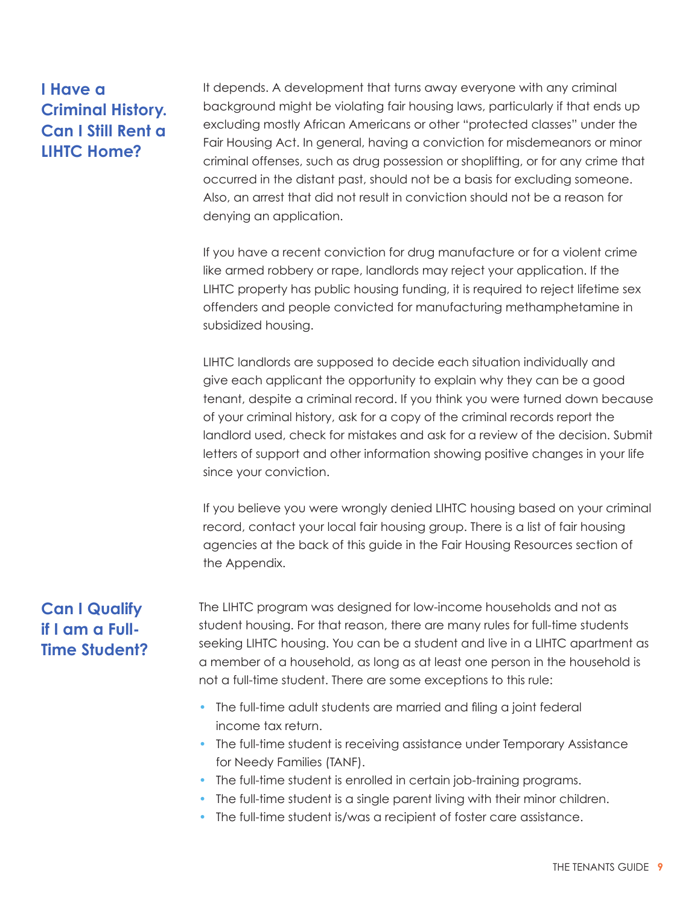## I Have a Criminal History. Can I Still Rent a LIHTC Home?

It depends. A development that turns away everyone with any criminal background might be violating fair housing laws, particularly if that ends up excluding mostly African Americans or other "protected classes" under the Fair Housing Act. In general, having a conviction for misdemeanors or minor criminal offenses, such as drug possession or shoplifting, or for any crime that occurred in the distant past, should not be a basis for excluding someone. Also, an arrest that did not result in conviction should not be a reason for denying an application.

If you have a recent conviction for drug manufacture or for a violent crime like armed robbery or rape, landlords may reject your application. If the LIHTC property has public housing funding, it is required to reject lifetime sex offenders and people convicted for manufacturing methamphetamine in subsidized housing.

LIHTC landlords are supposed to decide each situation individually and give each applicant the opportunity to explain why they can be a good tenant, despite a criminal record. If you think you were turned down because of your criminal history, ask for a copy of the criminal records report the landlord used, check for mistakes and ask for a review of the decision. Submit letters of support and other information showing positive changes in your life since your conviction.

If you believe you were wrongly denied LIHTC housing based on your criminal record, contact your local fair housing group. There is a list of fair housing agencies at the back of this guide in the Fair Housing Resources section of the Appendix.

## Can I Qualify if I am a Full-Time Student?

The LIHTC program was designed for low-income households and not as student housing. For that reason, there are many rules for full-time students seeking LIHTC housing. You can be a student and live in a LIHTC apartment as a member of a household, as long as at least one person in the household is not a full-time student. There are some exceptions to this rule:

- The full-time adult students are married and filing a joint federal income tax return.
- The full-time student is receiving assistance under Temporary Assistance for Needy Families (TANF).
- The full-time student is enrolled in certain job-training programs.
- The full-time student is a single parent living with their minor children.
- The full-time student is/was a recipient of foster care assistance.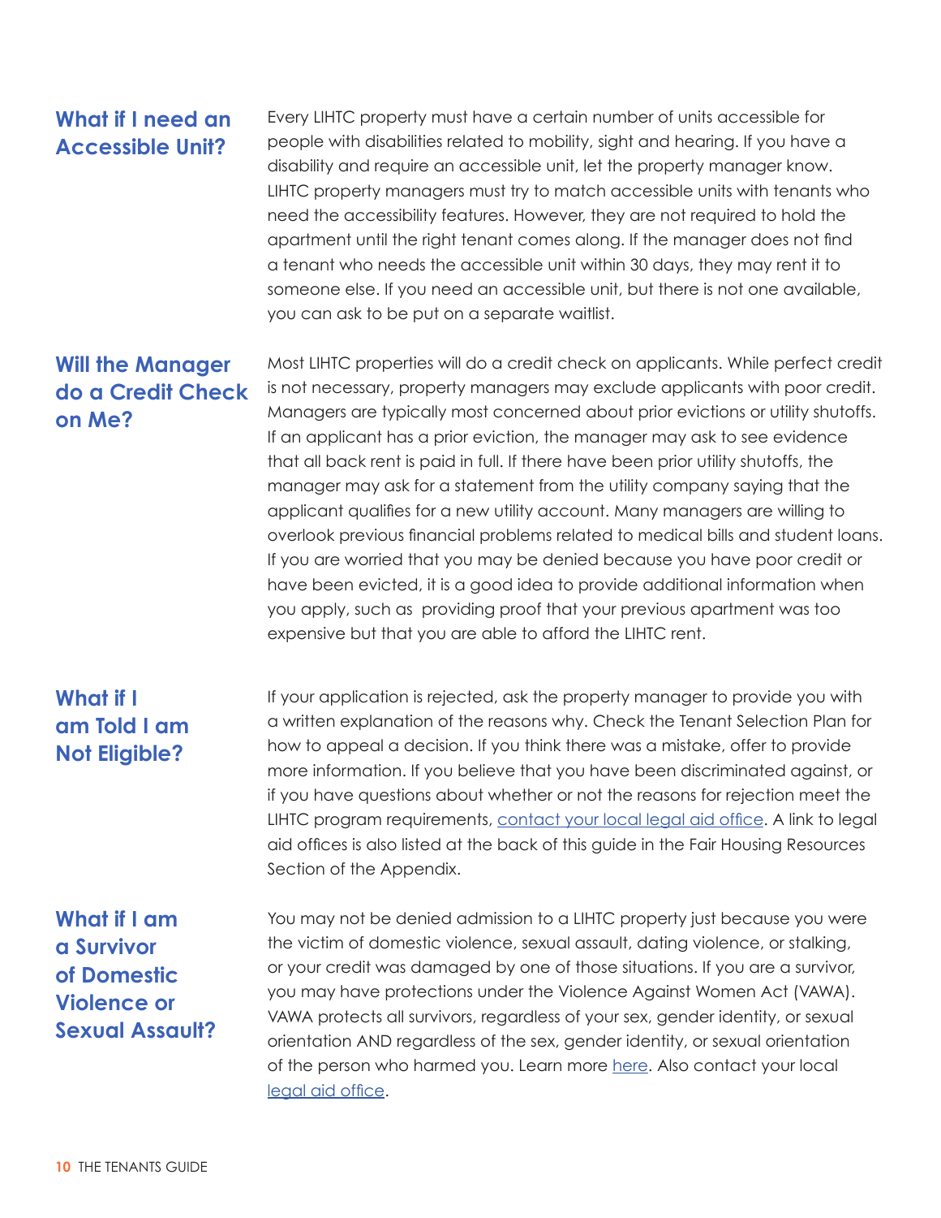## What if I need an Accessible Unit?

Every LIHTC property must have a certain number of units accessible for people with disabilities related to mobility, sight and hearing. If you have a disability and require an accessible unit, let the property manager know. LIHTC property managers must try to match accessible units with tenants who need the accessibility features. However, they are not required to hold the apartment until the right tenant comes along. If the manager does not find a tenant who needs the accessible unit within 30 days, they may rent it to someone else. If you need an accessible unit, but there is not one available, you can ask to be put on a separate waitlist.

## Will the Manager do a Credit Check on Me?

Most LIHTC properties will do a credit check on applicants. While perfect credit is not necessary, property managers may exclude applicants with poor credit. Managers are typically most concerned about prior evictions or utility shutoffs. If an applicant has a prior eviction, the manager may ask to see evidence that all back rent is paid in full. If there have been prior utility shutoffs, the manager may ask for a statement from the utility company saying that the applicant qualifies for a new utility account. Many managers are willing to overlook previous financial problems related to medical bills and student loans. If you are worried that you may be denied because you have poor credit or have been evicted, it is a good idea to provide additional information when you apply, such as providing proof that your previous apartment was too expensive but that you are able to afford the LIHTC rent.

## What if I am Told I am Not Eligible?

If your application is rejected, ask the property manager to provide you with a written explanation of the reasons why. Check the Tenant Selection Plan for how to appeal a decision. If you think there was a mistake, offer to provide more information. If you believe that you have been discriminated against, or if you have questions about whether or not the reasons for rejection meet the LIHTC program requirements, contact your local legal aid office. A link to legal aid offices is also listed at the back of this guide in the Fair Housing Resources Section of the Appendix.

## What if I am a Survivor of Domestic Violence or Sexual Assault?

You may not be denied admission to a LIHTC property just because you were the victim of domestic violence, sexual assault, dating violence, or stalking, or your credit was damaged by one of those situations. If you are a survivor, you may have protections under the Violence Against Women Act (VAWA). VAWA protects all survivors, regardless of your sex, gender identity, or sexual orientation AND regardless of the sex, gender identity, or sexual orientation of the person who harmed you. Learn more here. Also contact your local legal aid office.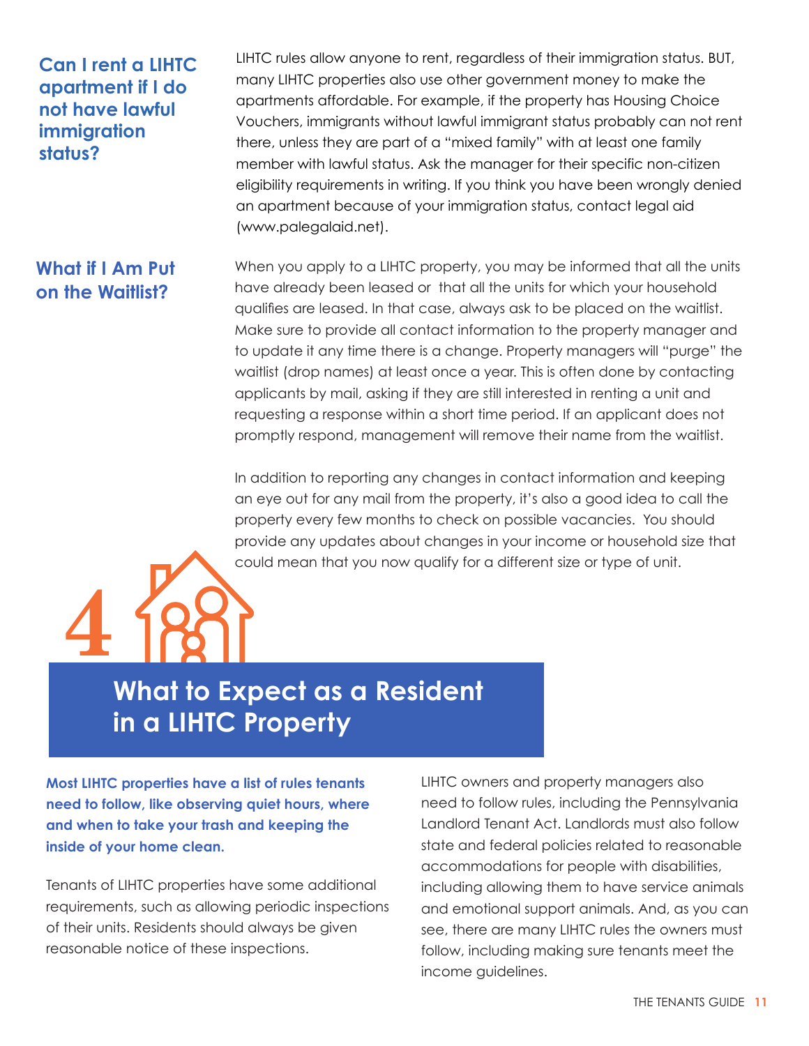### Can I rent a LIHTC apartment if I do not have lawful immigration status?

LIHTC rules allow anyone to rent, regardless of their immigration status. BUT, many LIHTC properties also use other government money to make the apartments affordable. For example, if the property has Housing Choice Vouchers, immigrants without lawful immigrant status probably can not rent there, unless they are part of a "mixed family" with at least one family member with lawful status. Ask the manager for their specific non-citizen eligibility requirements in writing. If you think you have been wrongly denied an apartment because of your immigration status, contact legal aid (www.palegalaid.net).

### What if I Am Put on the Waitlist?

When you apply to a LIHTC property, you may be informed that all the units have already been leased or that all the units for which your household qualifies are leased. In that case, always ask to be placed on the waitlist. Make sure to provide all contact information to the property manager and to update it any time there is a change. Property managers will "purge" the waitlist (drop names) at least once a year. This is often done by contacting applicants by mail, asking if they are still interested in renting a unit and requesting a response within a short time period. If an applicant does not promptly respond, management will remove their name from the waitlist.

In addition to reporting any changes in contact information and keeping an eye out for any mail from the property, it's also a good idea to call the property every few months to check on possible vacancies. You should provide any updates about changes in your income or household size that could mean that you now qualify for a different size or type of unit.

# 4 What to Expect as a Resident in a LIHTC Property

**Most LIHTC properties have a list of rules tenants need to follow, like observing quiet hours, where and when to take your trash and keeping the inside of your home clean.**

Tenants of LIHTC properties have some additional requirements, such as allowing periodic inspections of their units. Residents should always be given reasonable notice of these inspections.

LIHTC owners and property managers also need to follow rules, including the Pennsylvania Landlord Tenant Act. Landlords must also follow state and federal policies related to reasonable accommodations for people with disabilities, including allowing them to have service animals and emotional support animals. And, as you can see, there are many LIHTC rules the owners must follow, including making sure tenants meet the income guidelines.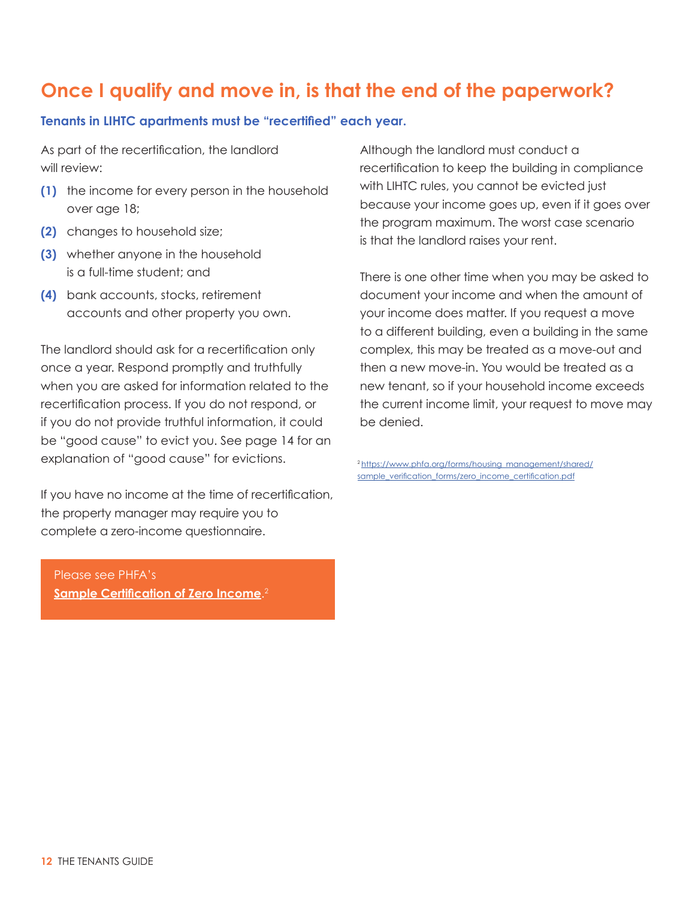## Once I qualify and move in, is that the end of the paperwork?

### Tenants in LIHTC apartments must be "recertified" each year.

As part of the recertification, the landlord will review:

**(1)** the income for every person in the household over age 18;

**(2)** changes to household size;

**(3)** whether anyone in the household is a full-time student; and

**(4)** bank accounts, stocks, retirement accounts and other property you own.

The landlord should ask for a recertification only once a year. Respond promptly and truthfully when you are asked for information related to the recertification process. If you do not respond, or if you do not provide truthful information, it could be "good cause" to evict you. See page 14 for an explanation of "good cause" for evictions.

If you have no income at the time of recertification, the property manager may require you to complete a zero-income questionnaire.

Please see PHFA's **Sample Certification of Zero Income**.[2]

Although the landlord must conduct a recertification to keep the building in compliance with LIHTC rules, you cannot be evicted just because your income goes up, even if it goes over the program maximum. The worst case scenario is that the landlord raises your rent.

There is one other time when you may be asked to document your income and when the amount of your income does matter. If you request a move to a different building, even a building in the same complex, this may be treated as a move-out and then a new move-in. You would be treated as a new tenant, so if your household income exceeds the current income limit, your request to move may be denied.

[2] https://www.phfa.org/forms/housing_management/shared/sample_verification_forms/zero_income_certification.pdf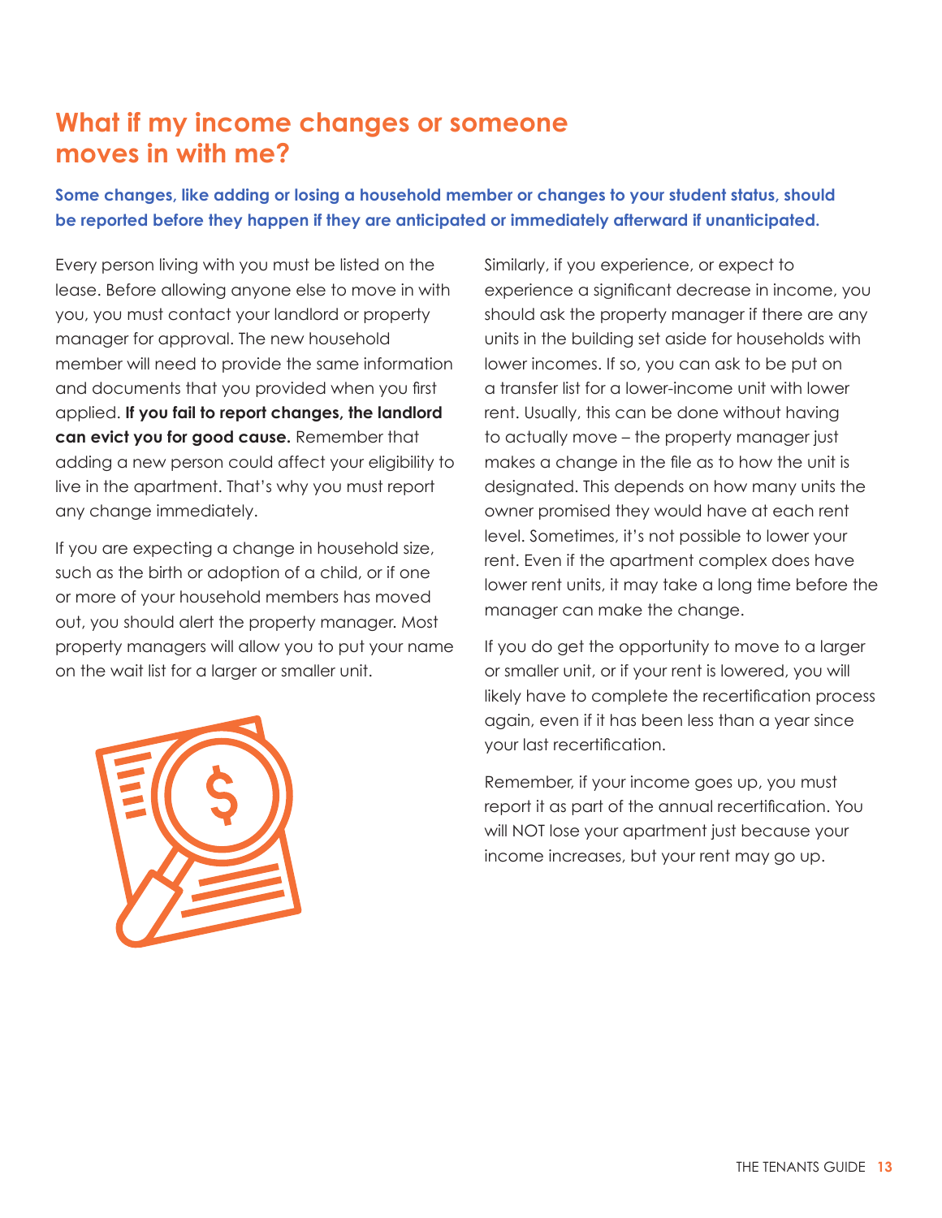## What if my income changes or someone moves in with me?

**Some changes, like adding or losing a household member or changes to your student status, should be reported before they happen if they are anticipated or immediately afterward if unanticipated.**

Every person living with you must be listed on the lease. Before allowing anyone else to move in with you, you must contact your landlord or property manager for approval. The new household member will need to provide the same information and documents that you provided when you first applied. **If you fail to report changes, the landlord can evict you for good cause.** Remember that adding a new person could affect your eligibility to live in the apartment. That's why you must report any change immediately.

If you are expecting a change in household size, such as the birth or adoption of a child, or if one or more of your household members has moved out, you should alert the property manager. Most property managers will allow you to put your name on the wait list for a larger or smaller unit.

Similarly, if you experience, or expect to experience a significant decrease in income, you should ask the property manager if there are any units in the building set aside for households with lower incomes. If so, you can ask to be put on a transfer list for a lower-income unit with lower rent. Usually, this can be done without having to actually move – the property manager just makes a change in the file as to how the unit is designated. This depends on how many units the owner promised they would have at each rent level. Sometimes, it's not possible to lower your rent. Even if the apartment complex does have lower rent units, it may take a long time before the manager can make the change.

If you do get the opportunity to move to a larger or smaller unit, or if your rent is lowered, you will likely have to complete the recertification process again, even if it has been less than a year since your last recertification.

Remember, if your income goes up, you must report it as part of the annual recertification. You will NOT lose your apartment just because your income increases, but your rent may go up.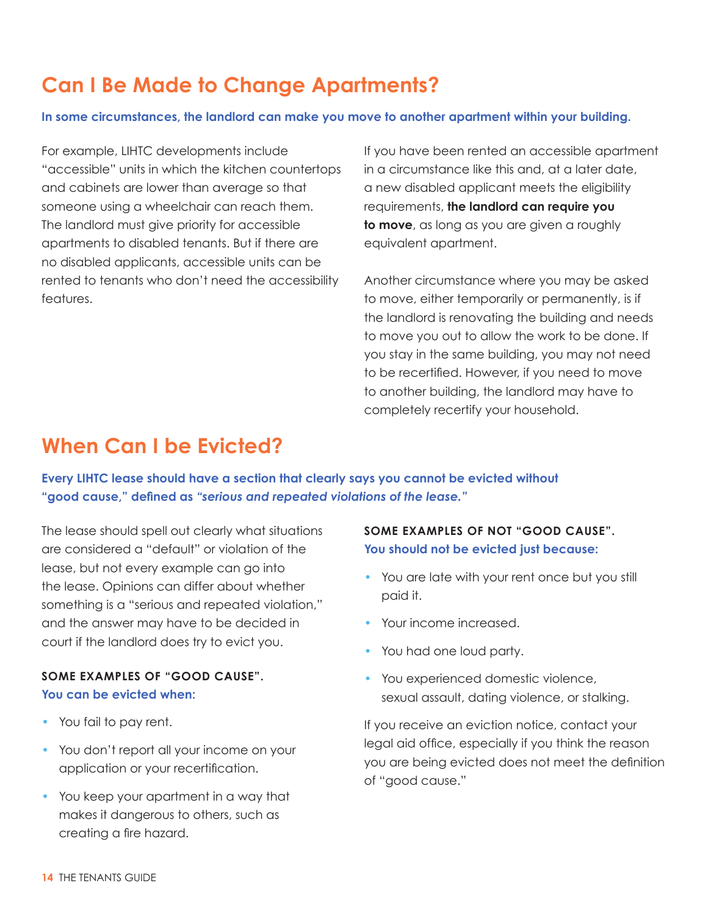## Can I Be Made to Change Apartments?

**In some circumstances, the landlord can make you move to another apartment within your building.**

For example, LIHTC developments include "accessible" units in which the kitchen countertops and cabinets are lower than average so that someone using a wheelchair can reach them. The landlord must give priority for accessible apartments to disabled tenants. But if there are no disabled applicants, accessible units can be rented to tenants who don't need the accessibility features.

If you have been rented an accessible apartment in a circumstance like this and, at a later date, a new disabled applicant meets the eligibility requirements, **the landlord can require you to move**, as long as you are given a roughly equivalent apartment.

Another circumstance where you may be asked to move, either temporarily or permanently, is if the landlord is renovating the building and needs to move you out to allow the work to be done. If you stay in the same building, you may not need to be recertified. However, if you need to move to another building, the landlord may have to completely recertify your household.

## When Can I be Evicted?

**Every LIHTC lease should have a section that clearly says you cannot be evicted without "good cause," defined as *"serious and repeated violations of the lease."***

The lease should spell out clearly what situations are considered a "default" or violation of the lease, but not every example can go into the lease. Opinions can differ about whether something is a "serious and repeated violation," and the answer may have to be decided in court if the landlord does try to evict you.

### SOME EXAMPLES OF "GOOD CAUSE".

**You can be evicted when:**

- You fail to pay rent.
- You don't report all your income on your application or your recertification.
- You keep your apartment in a way that makes it dangerous to others, such as creating a fire hazard.

### SOME EXAMPLES OF NOT "GOOD CAUSE".

**You should not be evicted just because:**

- You are late with your rent once but you still paid it.
- Your income increased.
- You had one loud party.
- You experienced domestic violence, sexual assault, dating violence, or stalking.

If you receive an eviction notice, contact your legal aid office, especially if you think the reason you are being evicted does not meet the definition of "good cause."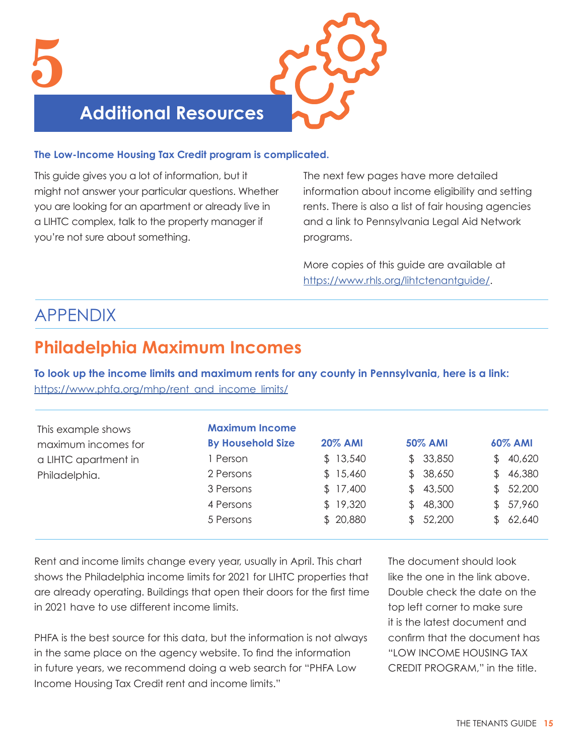# 5

## Additional Resources

**The Low-Income Housing Tax Credit program is complicated.**

This guide gives you a lot of information, but it might not answer your particular questions. Whether you are looking for an apartment or already live in a LIHTC complex, talk to the property manager if you're not sure about something.

The next few pages have more detailed information about income eligibility and setting rents. There is also a list of fair housing agencies and a link to Pennsylvania Legal Aid Network programs.

More copies of this guide are available at https://www.rhls.org/lihtctenantguide/.

# APPENDIX

## Philadelphia Maximum Incomes

**To look up the income limits and maximum rents for any county in Pennsylvania, here is a link:** https://www.phfa.org/mhp/rent_and_income_limits/

This example shows maximum incomes for a LIHTC apartment in Philadelphia.

| Maximum Income By Household Size | 20% AMI | 50% AMI | 60% AMI |
|---|---|---|---|
| 1 Person | $ 13,540 | $ 33,850 | $ 40,620 |
| 2 Persons | $ 15,460 | $ 38,650 | $ 46,380 |
| 3 Persons | $ 17,400 | $ 43,500 | $ 52,200 |
| 4 Persons | $ 19,320 | $ 48,300 | $ 57,960 |
| 5 Persons | $ 20,880 | $ 52,200 | $ 62,640 |

Rent and income limits change every year, usually in April. This chart shows the Philadelphia income limits for 2021 for LIHTC properties that are already operating. Buildings that open their doors for the first time in 2021 have to use different income limits.

PHFA is the best source for this data, but the information is not always in the same place on the agency website. To find the information in future years, we recommend doing a web search for "PHFA Low Income Housing Tax Credit rent and income limits."

The document should look like the one in the link above. Double check the date on the top left corner to make sure it is the latest document and confirm that the document has "LOW INCOME HOUSING TAX CREDIT PROGRAM," in the title.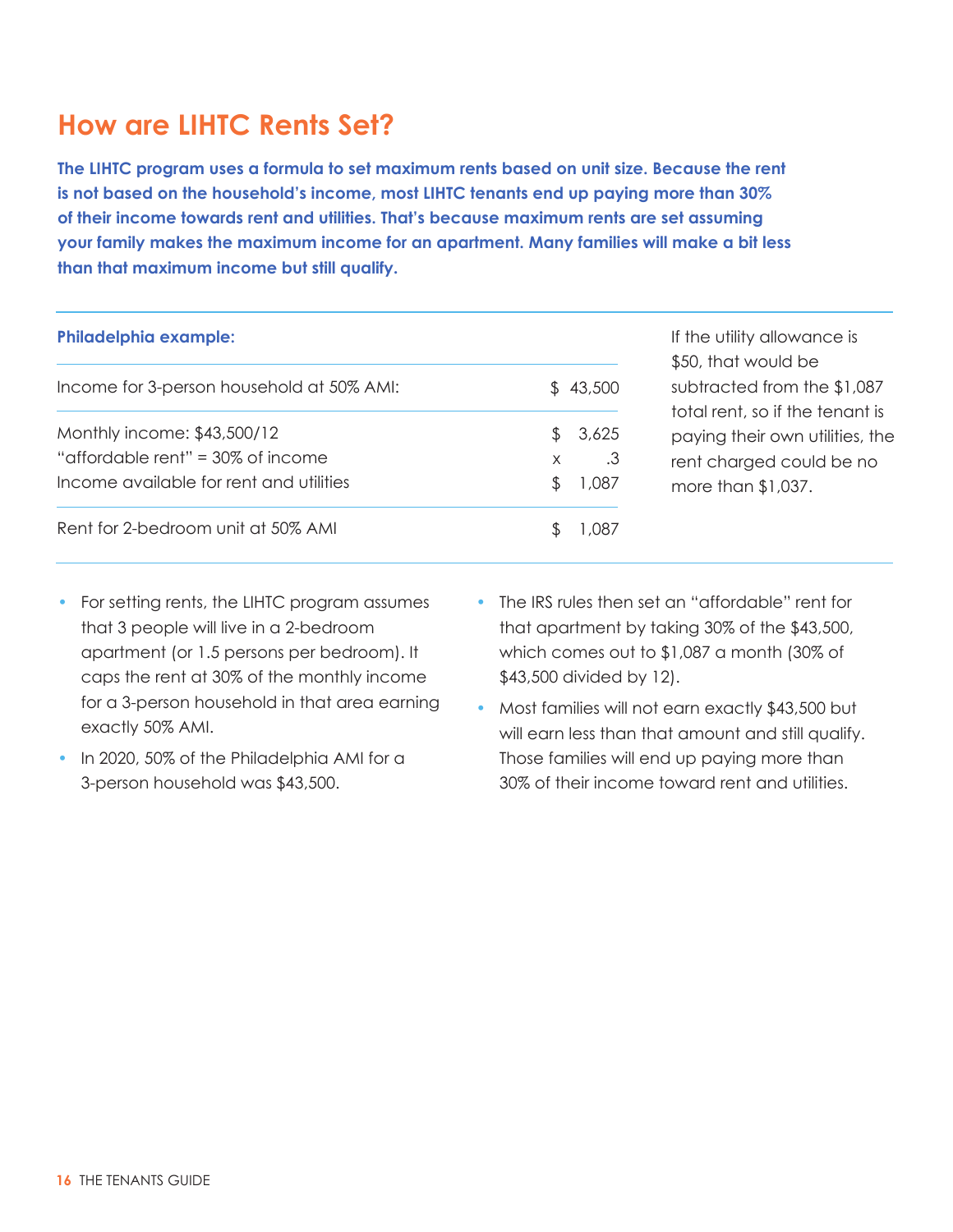## How are LIHTC Rents Set?

**The LIHTC program uses a formula to set maximum rents based on unit size. Because the rent is not based on the household's income, most LIHTC tenants end up paying more than 30% of their income towards rent and utilities. That's because maximum rents are set assuming your family makes the maximum income for an apartment. Many families will make a bit less than that maximum income but still qualify.**

**Philadelphia example:**

| | |
|---|---|
| Income for 3-person household at 50% AMI: | $ 43,500 |
| Monthly income: $43,500/12 | $ 3,625 |
| "affordable rent" = 30% of income | x .3 |
| Income available for rent and utilities | $ 1,087 |
| Rent for 2-bedroom unit at 50% AMI | $ 1,087 |

If the utility allowance is $50, that would be subtracted from the $1,087 total rent, so if the tenant is paying their own utilities, the rent charged could be no more than $1,037.

- For setting rents, the LIHTC program assumes that 3 people will live in a 2-bedroom apartment (or 1.5 persons per bedroom). It caps the rent at 30% of the monthly income for a 3-person household in that area earning exactly 50% AMI.
- In 2020, 50% of the Philadelphia AMI for a 3-person household was $43,500.
- The IRS rules then set an "affordable" rent for that apartment by taking 30% of the $43,500, which comes out to $1,087 a month (30% of $43,500 divided by 12).
- Most families will not earn exactly $43,500 but will earn less than that amount and still qualify. Those families will end up paying more than 30% of their income toward rent and utilities.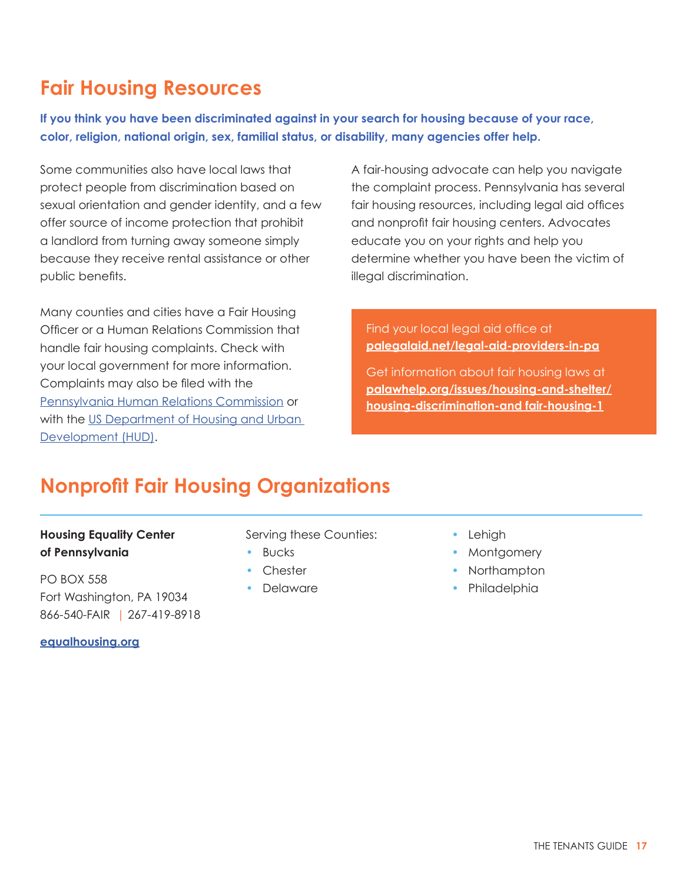## Fair Housing Resources

**If you think you have been discriminated against in your search for housing because of your race, color, religion, national origin, sex, familial status, or disability, many agencies offer help.**

Some communities also have local laws that protect people from discrimination based on sexual orientation and gender identity, and a few offer source of income protection that prohibit a landlord from turning away someone simply because they receive rental assistance or other public benefits.

Many counties and cities have a Fair Housing Officer or a Human Relations Commission that handle fair housing complaints. Check with your local government for more information. Complaints may also be filed with the Pennsylvania Human Relations Commission or with the US Department of Housing and Urban Development (HUD).

A fair-housing advocate can help you navigate the complaint process. Pennsylvania has several fair housing resources, including legal aid offices and nonprofit fair housing centers. Advocates educate you on your rights and help you determine whether you have been the victim of illegal discrimination.

Find your local legal aid office at **palegalaid.net/legal-aid-providers-in-pa**

Get information about fair housing laws at **palawhelp.org/issues/housing-and-shelter/housing-discrimination-and fair-housing-1**

## Nonprofit Fair Housing Organizations

**Housing Equality Center of Pennsylvania**

PO BOX 558
Fort Washington, PA 19034
866-540-FAIR | 267-419-8918

**equalhousing.org**

Serving these Counties:

- Bucks
- Chester
- Delaware
- Lehigh
- Montgomery
- Northampton
- Philadelphia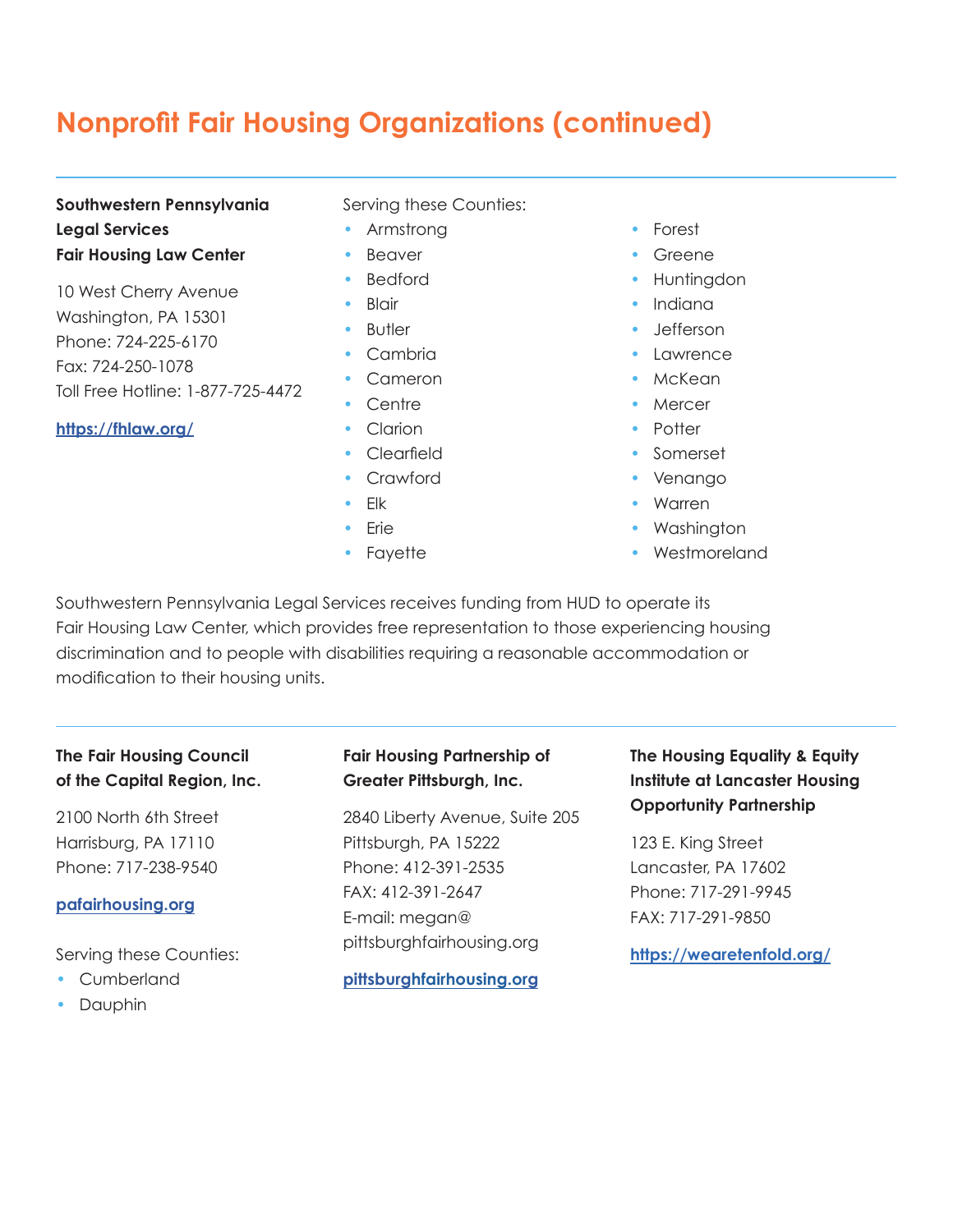# Nonprofit Fair Housing Organizations (continued)

**Southwestern Pennsylvania Legal Services Fair Housing Law Center**

10 West Cherry Avenue
Washington, PA 15301
Phone: 724-225-6170
Fax: 724-250-1078
Toll Free Hotline: 1-877-725-4472

[https://fhlaw.org/](https://fhlaw.org/)

Serving these Counties:

- Armstrong
- Beaver
- Bedford
- Blair
- Butler
- Cambria
- Cameron
- Centre
- Clarion
- Clearfield
- Crawford
- Elk
- Erie
- Fayette
- Forest
- Greene
- Huntingdon
- Indiana
- Jefferson
- Lawrence
- McKean
- Mercer
- Potter
- Somerset
- Venango
- Warren
- Washington
- Westmoreland

Southwestern Pennsylvania Legal Services receives funding from HUD to operate its Fair Housing Law Center, which provides free representation to those experiencing housing discrimination and to people with disabilities requiring a reasonable accommodation or modification to their housing units.

---

**The Fair Housing Council of the Capital Region, Inc.**

2100 North 6th Street
Harrisburg, PA 17110
Phone: 717-238-9540

[pafairhousing.org](pafairhousing.org)

Serving these Counties:

- Cumberland
- Dauphin

**Fair Housing Partnership of Greater Pittsburgh, Inc.**

2840 Liberty Avenue, Suite 205
Pittsburgh, PA 15222
Phone: 412-391-2535
FAX: 412-391-2647
E-mail: megan@pittsburghfairhousing.org

[pittsburghfairhousing.org](pittsburghfairhousing.org)

**The Housing Equality & Equity Institute at Lancaster Housing Opportunity Partnership**

123 E. King Street
Lancaster, PA 17602
Phone: 717-291-9945
FAX: 717-291-9850

[https://wearetenfold.org/](https://wearetenfold.org/)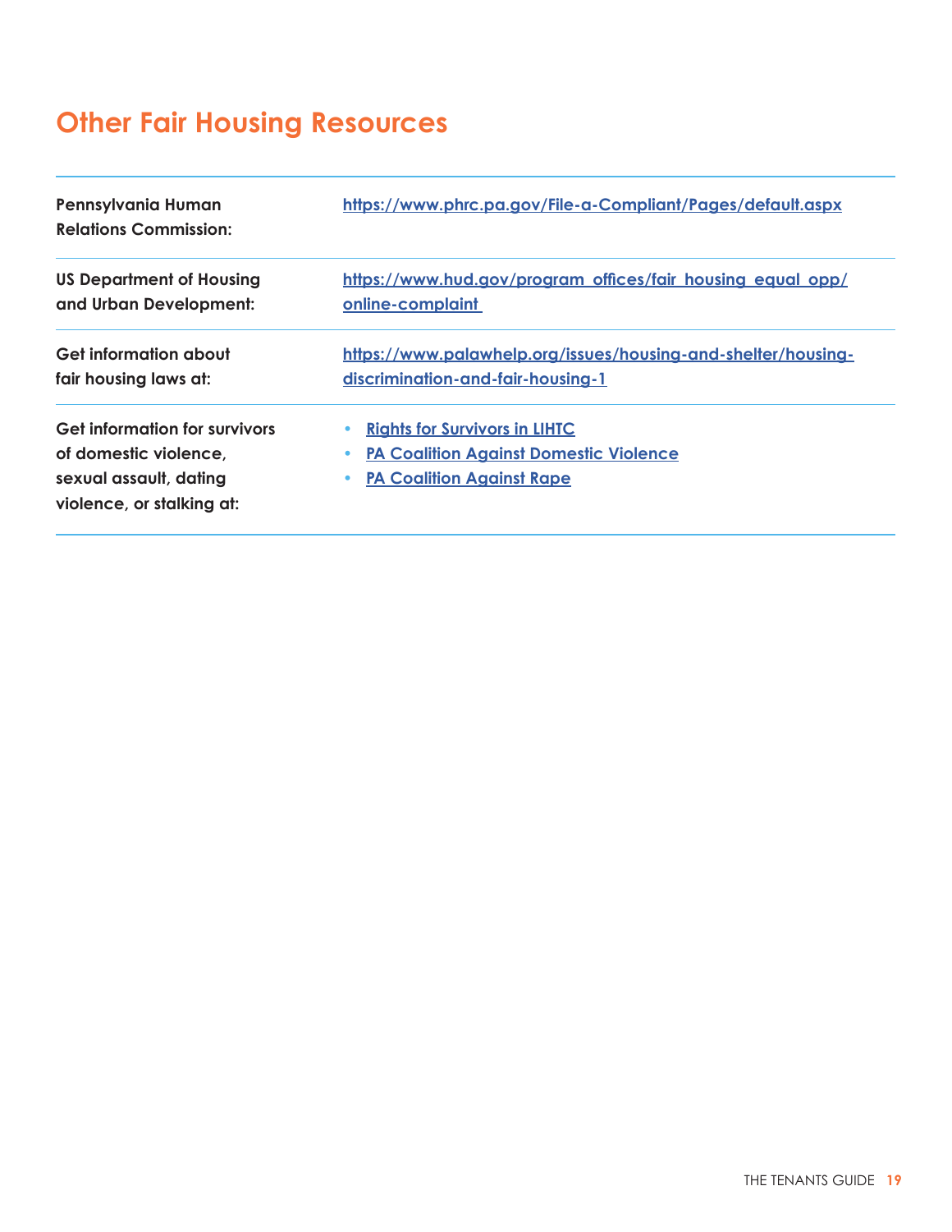## Other Fair Housing Resources

| | |
|---|---|
| **Pennsylvania Human Relations Commission:** | https://www.phrc.pa.gov/File-a-Compliant/Pages/default.aspx |
| **US Department of Housing and Urban Development:** | https://www.hud.gov/program_offices/fair_housing_equal_opp/online-complaint |
| **Get information about fair housing laws at:** | https://www.palawhelp.org/issues/housing-and-shelter/housing-discrimination-and-fair-housing-1 |
| **Get information for survivors of domestic violence, sexual assault, dating violence, or stalking at:** | • Rights for Survivors in LIHTC<br>• PA Coalition Against Domestic Violence<br>• PA Coalition Against Rape |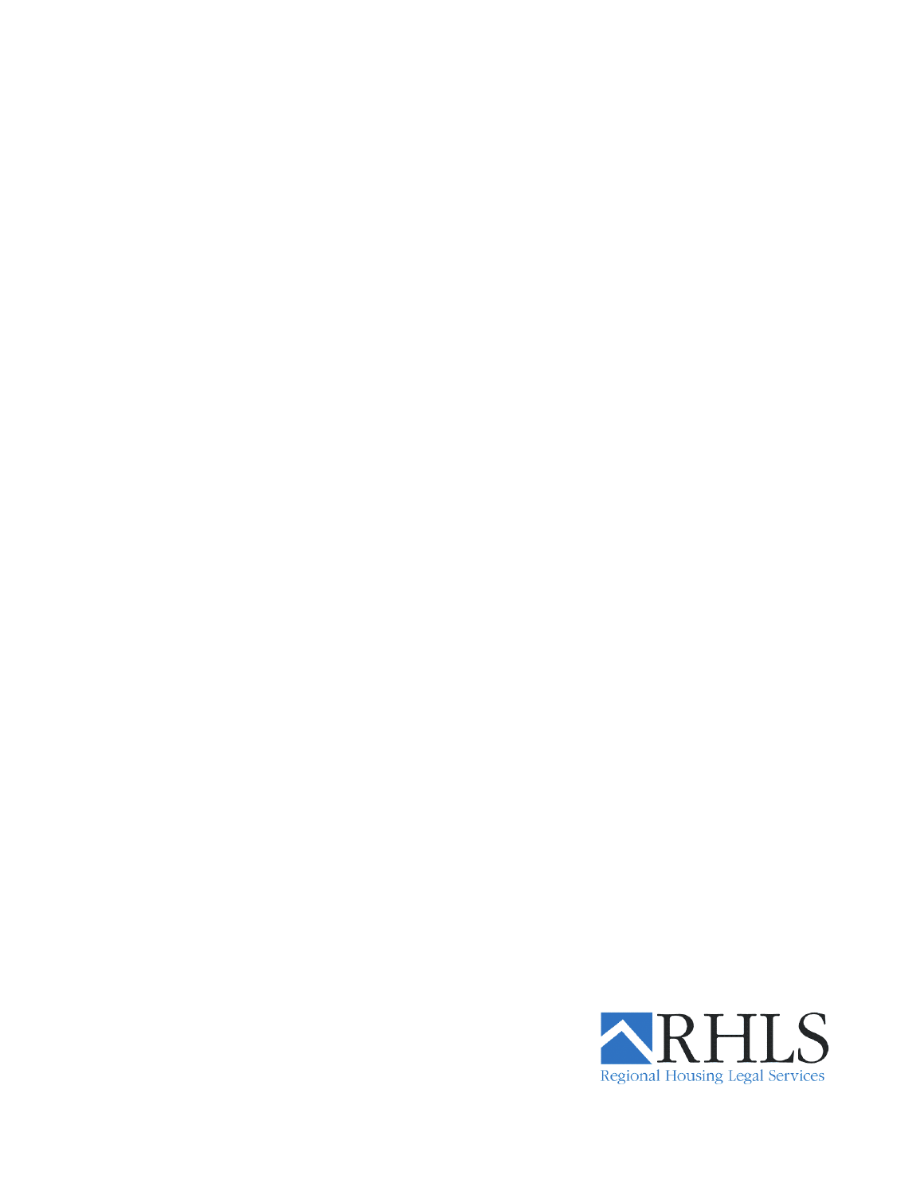RHLS

Regional Housing Legal Services